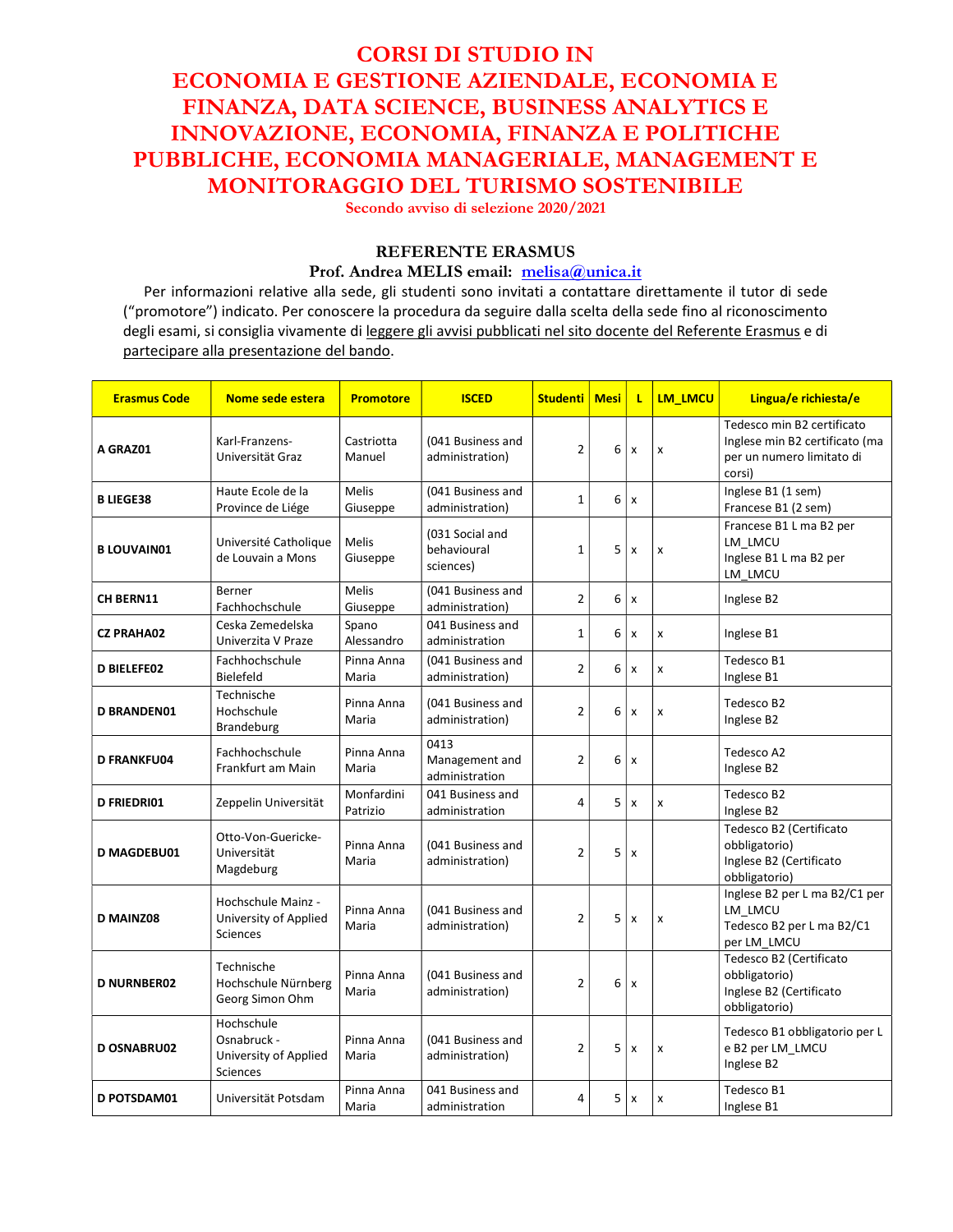# CORSI DI STUDIO IN ECONOMIA E GESTIONE AZIENDALE, ECONOMIA E FINANZA, DATA SCIENCE, BUSINESS ANALYTICS E INNOVAZIONE, ECONOMIA, FINANZA E POLITICHE PUBBLICHE, ECONOMIA MANAGERIALE, MANAGEMENT E MONITORAGGIO DEL TURISMO SOSTENIBILE

**Secondo avviso di selezione 2020/2021**

## REFERENTE ERASMUS

**Prof. Andrea MELIS email: melisa@unica.it**

Per informazioni relative alla sede, gli studenti sono invitati a contattare direttamente il tutor di sede ("promotore") indicato. Per conoscere la procedura da seguire dalla scelta della sede fino al riconoscimento degli esami, si consiglia vivamente di leggere gli avvisi pubblicati nel sito docente del Referente Erasmus e di partecipare alla presentazione del bando.

| Erasmus Code | Nome sede estera | Promotore | ISCED | Studenti | Mesi | L | LM_LMCU | Lingua/e richiesta/e |
|---|---|---|---|---|---|---|---|---|
| **A GRAZ01** | Karl-Franzens-Universität Graz | Castriotta Manuel | (041 Business and administration) | 2 | 6 | x | x | Tedesco min B2 certificato<br>Inglese min B2 certificato (ma per un numero limitato di corsi) |
| **B LIEGE38** | Haute Ecole de la Province de Liége | Melis Giuseppe | (041 Business and administration) | 1 | 6 | x | | Inglese B1 (1 sem)<br>Francese B1 (2 sem) |
| **B LOUVAIN01** | Université Catholique de Louvain a Mons | Melis Giuseppe | (031 Social and behavioural sciences) | 1 | 5 | x | x | Francese B1 L ma B2 per LM_LMCU<br>Inglese B1 L ma B2 per LM_LMCU |
| **CH BERN11** | Berner Fachhochschule | Melis Giuseppe | (041 Business and administration) | 2 | 6 | x | | Inglese B2 |
| **CZ PRAHA02** | Ceska Zemedelska Univerzita V Praze | Spano Alessandro | 041 Business and administration | 1 | 6 | x | x | Inglese B1 |
| **D BIELEFE02** | Fachhochschule Bielefeld | Pinna Anna Maria | (041 Business and administration) | 2 | 6 | x | x | Tedesco B1<br>Inglese B1 |
| **D BRANDEN01** | Technische Hochschule Brandeburg | Pinna Anna Maria | (041 Business and administration) | 2 | 6 | x | x | Tedesco B2<br>Inglese B2 |
| **D FRANKFU04** | Fachhochschule Frankfurt am Main | Pinna Anna Maria | 0413 Management and administration | 2 | 6 | x | | Tedesco A2<br>Inglese B2 |
| **D FRIEDRI01** | Zeppelin Universität | Monfardini Patrizio | 041 Business and administration | 4 | 5 | x | x | Tedesco B2<br>Inglese B2 |
| **D MAGDEBU01** | Otto-Von-Guericke-Universität Magdeburg | Pinna Anna Maria | (041 Business and administration) | 2 | 5 | x | | Tedesco B2 (Certificato obbligatorio)<br>Inglese B2 (Certificato obbligatorio) |
| **D MAINZ08** | Hochschule Mainz - University of Applied Sciences | Pinna Anna Maria | (041 Business and administration) | 2 | 5 | x | x | Inglese B2 per L ma B2/C1 per LM_LMCU<br>Tedesco B2 per L ma B2/C1 per LM_LMCU |
| **D NURNBER02** | Technische Hochschule Nürnberg Georg Simon Ohm | Pinna Anna Maria | (041 Business and administration) | 2 | 6 | x | | Tedesco B2 (Certificato obbligatorio)<br>Inglese B2 (Certificato obbligatorio) |
| **D OSNABRU02** | Hochschule Osnabruck - University of Applied Sciences | Pinna Anna Maria | (041 Business and administration) | 2 | 5 | x | x | Tedesco B1 obbligatorio per L e B2 per LM_LMCU<br>Inglese B2 |
| **D POTSDAM01** | Universität Potsdam | Pinna Anna Maria | 041 Business and administration | 4 | 5 | x | x | Tedesco B1<br>Inglese B1 |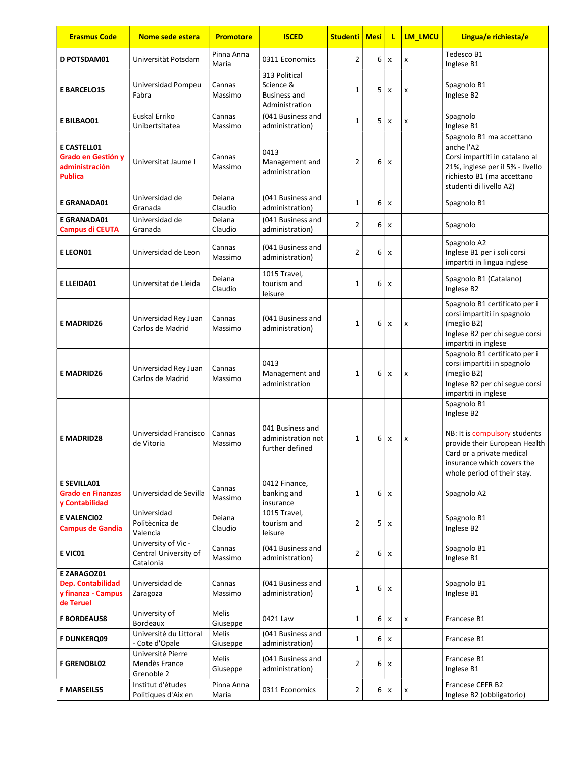| Erasmus Code | Nome sede estera | Promotore | ISCED | Studenti | Mesi | L | LM_LMCU | Lingua/e richiesta/e |
|---|---|---|---|---|---|---|---|---|
| **D POTSDAM01** | Universität Potsdam | Pinna Anna Maria | 0311 Economics | 2 | 6 | x | x | Tedesco B1<br>Inglese B1 |
| **E BARCELO15** | Universidad Pompeu Fabra | Cannas Massimo | 313 Political Science & Business and Administration | 1 | 5 | x | x | Spagnolo B1<br>Inglese B2 |
| **E BILBAO01** | Euskal Erriko Unibertsitatea | Cannas Massimo | (041 Business and administration) | 1 | 5 | x | x | Spagnolo<br>Inglese B1 |
| **E CASTELL01** **Grado en Gestión y administración Publica** | Universitat Jaume I | Cannas Massimo | 0413 Management and administration | 2 | 6 | x | | Spagnolo B1 ma accettano anche l'A2<br>Corsi impartiti in catalano al 21%, inglese per il 5% - livello richiesto B1 (ma accettano studenti di livello A2) |
| **E GRANADA01** | Universidad de Granada | Deiana Claudio | (041 Business and administration) | 1 | 6 | x | | Spagnolo B1 |
| **E GRANADA01** **Campus di CEUTA** | Universidad de Granada | Deiana Claudio | (041 Business and administration) | 2 | 6 | x | | Spagnolo |
| **E LEON01** | Universidad de Leon | Cannas Massimo | (041 Business and administration) | 2 | 6 | x | | Spagnolo A2<br>Inglese B1 per i soli corsi impartiti in lingua inglese |
| **E LLEIDA01** | Universitat de Lleida | Deiana Claudio | 1015 Travel, tourism and leisure | 1 | 6 | x | | Spagnolo B1 (Catalano)<br>Inglese B2 |
| **E MADRID26** | Universidad Rey Juan Carlos de Madrid | Cannas Massimo | (041 Business and administration) | 1 | 6 | x | x | Spagnolo B1 certificato per i corsi impartiti in spagnolo (meglio B2)<br>Inglese B2 per chi segue corsi impartiti in inglese |
| **E MADRID26** | Universidad Rey Juan Carlos de Madrid | Cannas Massimo | 0413 Management and administration | 1 | 6 | x | x | Spagnolo B1 certificato per i corsi impartiti in spagnolo (meglio B2)<br>Inglese B2 per chi segue corsi impartiti in inglese |
| **E MADRID28** | Universidad Francisco de Vitoria | Cannas Massimo | 041 Business and administration not further defined | 1 | 6 | x | x | Spagnolo B1<br>Inglese B2<br><br>NB: It is compulsory students provide their European Health Card or a private medical insurance which covers the whole period of their stay. |
| **E SEVILLA01** **Grado en Finanzas y Contabilidad** | Universidad de Sevilla | Cannas Massimo | 0412 Finance, banking and insurance | 1 | 6 | x | | Spagnolo A2 |
| **E VALENCI02** **Campus de Gandia** | Universidad Politècnica de Valencia | Deiana Claudio | 1015 Travel, tourism and leisure | 2 | 5 | x | | Spagnolo B1<br>Inglese B2 |
| **E VIC01** | University of Vic - Central University of Catalonia | Cannas Massimo | (041 Business and administration) | 2 | 6 | x | | Spagnolo B1<br>Inglese B1 |
| **E ZARAGOZ01** **Dep. Contabilidad y finanza - Campus de Teruel** | Universidad de Zaragoza | Cannas Massimo | (041 Business and administration) | 1 | 6 | x | | Spagnolo B1<br>Inglese B1 |
| **F BORDEAU58** | University of Bordeaux | Melis Giuseppe | 0421 Law | 1 | 6 | x | x | Francese B1 |
| **F DUNKERQ09** | Université du Littoral - Cote d'Opale | Melis Giuseppe | (041 Business and administration) | 1 | 6 | x | | Francese B1 |
| **F GRENOBL02** | Université Pierre Mendès France Grenoble 2 | Melis Giuseppe | (041 Business and administration) | 2 | 6 | x | | Francese B1<br>Inglese B1 |
| **F MARSEIL55** | Institut d'études Politiques d'Aix en | Pinna Anna Maria | 0311 Economics | 2 | 6 | x | x | Francese CEFR B2<br>Inglese B2 (obbligatorio) |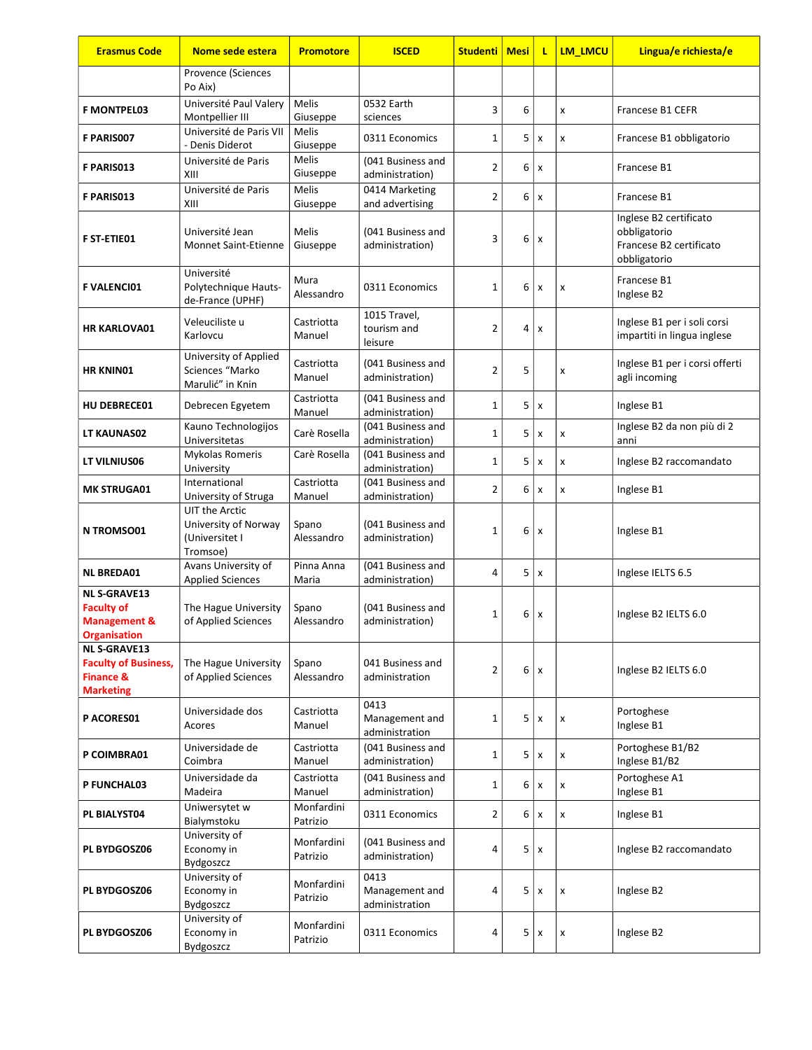| Erasmus Code | Nome sede estera | Promotore | ISCED | Studenti | Mesi | L | LM_LMCU | Lingua/e richiesta/e |
|---|---|---|---|---|---|---|---|---|
| | Provence (Sciences Po Aix) | | | | | | | |
| **F MONTPEL03** | Université Paul Valery Montpellier III | Melis Giuseppe | 0532 Earth sciences | 3 | 6 | | x | Francese B1 CEFR |
| **F PARIS007** | Université de Paris VII - Denis Diderot | Melis Giuseppe | 0311 Economics | 1 | 5 | x | x | Francese B1 obbligatorio |
| **F PARIS013** | Université de Paris XIII | Melis Giuseppe | (041 Business and administration) | 2 | 6 | x | | Francese B1 |
| **F PARIS013** | Université de Paris XIII | Melis Giuseppe | 0414 Marketing and advertising | 2 | 6 | x | | Francese B1 |
| **F ST-ETIE01** | Université Jean Monnet Saint-Etienne | Melis Giuseppe | (041 Business and administration) | 3 | 6 | x | | Inglese B2 certificato obbligatorio<br>Francese B2 certificato obbligatorio |
| **F VALENCI01** | Université Polytechnique Hauts-de-France (UPHF) | Mura Alessandro | 0311 Economics | 1 | 6 | x | x | Francese B1<br>Inglese B2 |
| **HR KARLOVA01** | Veleuciliste u Karlovcu | Castriotta Manuel | 1015 Travel, tourism and leisure | 2 | 4 | x | | Inglese B1 per i soli corsi impartiti in lingua inglese |
| **HR KNIN01** | University of Applied Sciences "Marko Marulić" in Knin | Castriotta Manuel | (041 Business and administration) | 2 | 5 | | x | Inglese B1 per i corsi offerti agli incoming |
| **HU DEBRECE01** | Debrecen Egyetem | Castriotta Manuel | (041 Business and administration) | 1 | 5 | x | | Inglese B1 |
| **LT KAUNAS02** | Kauno Technologijos Universitetas | Carè Rosella | (041 Business and administration) | 1 | 5 | x | x | Inglese B2 da non più di 2 anni |
| **LT VILNIUS06** | Mykolas Romeris University | Carè Rosella | (041 Business and administration) | 1 | 5 | x | x | Inglese B2 raccomandato |
| **MK STRUGA01** | International University of Struga | Castriotta Manuel | (041 Business and administration) | 2 | 6 | x | x | Inglese B1 |
| **N TROMSO01** | UIT the Arctic University of Norway (Universitet I Tromsoe) | Spano Alessandro | (041 Business and administration) | 1 | 6 | x | | Inglese B1 |
| **NL BREDA01** | Avans University of Applied Sciences | Pinna Anna Maria | (041 Business and administration) | 4 | 5 | x | | Inglese IELTS 6.5 |
| **NL S-GRAVE13 Faculty of Management & Organisation** | The Hague University of Applied Sciences | Spano Alessandro | (041 Business and administration) | 1 | 6 | x | | Inglese B2 IELTS 6.0 |
| **NL S-GRAVE13 Faculty of Business, Finance & Marketing** | The Hague University of Applied Sciences | Spano Alessandro | 041 Business and administration | 2 | 6 | x | | Inglese B2 IELTS 6.0 |
| **P ACORES01** | Universidade dos Acores | Castriotta Manuel | 0413 Management and administration | 1 | 5 | x | x | Portoghese<br>Inglese B1 |
| **P COIMBRA01** | Universidade de Coimbra | Castriotta Manuel | (041 Business and administration) | 1 | 5 | x | x | Portoghese B1/B2<br>Inglese B1/B2 |
| **P FUNCHAL03** | Universidade da Madeira | Castriotta Manuel | (041 Business and administration) | 1 | 6 | x | x | Portoghese A1<br>Inglese B1 |
| **PL BIALYST04** | Uniwersytet w Bialymstoku | Monfardini Patrizio | 0311 Economics | 2 | 6 | x | x | Inglese B1 |
| **PL BYDGOSZ06** | University of Economy in Bydgoszcz | Monfardini Patrizio | (041 Business and administration) | 4 | 5 | x | | Inglese B2 raccomandato |
| **PL BYDGOSZ06** | University of Economy in Bydgoszcz | Monfardini Patrizio | 0413 Management and administration | 4 | 5 | x | x | Inglese B2 |
| **PL BYDGOSZ06** | University of Economy in Bydgoszcz | Monfardini Patrizio | 0311 Economics | 4 | 5 | x | x | Inglese B2 |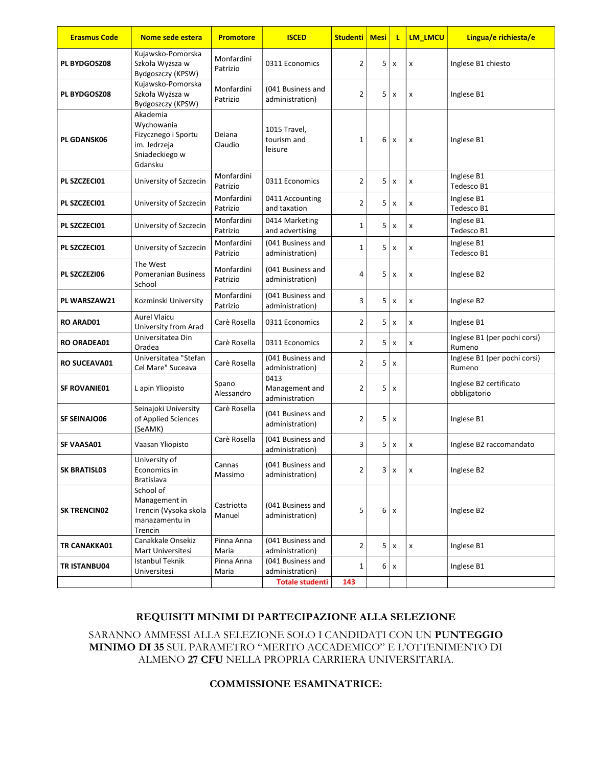| Erasmus Code | Nome sede estera | Promotore | ISCED | Studenti | Mesi | L | LM_LMCU | Lingua/e richiesta/e |
|---|---|---|---|---|---|---|---|---|
| PL BYDGOSZ08 | Kujawsko-Pomorska Szkoła Wyższa w Bydgoszczy (KPSW) | Monfardini Patrizio | 0311 Economics | 2 | 5 | x | x | Inglese B1 chiesto |
| PL BYDGOSZ08 | Kujawsko-Pomorska Szkoła Wyższa w Bydgoszczy (KPSW) | Monfardini Patrizio | (041 Business and administration) | 2 | 5 | x | x | Inglese B1 |
| PL GDANSK06 | Akademia Wychowania Fizycznego i Sportu im. Jedrzeja Sniadeckiego w Gdansku | Deiana Claudio | 1015 Travel, tourism and leisure | 1 | 6 | x | x | Inglese B1 |
| PL SZCZECI01 | University of Szczecin | Monfardini Patrizio | 0311 Economics | 2 | 5 | x | x | Inglese B1 Tedesco B1 |
| PL SZCZECI01 | University of Szczecin | Monfardini Patrizio | 0411 Accounting and taxation | 2 | 5 | x | x | Inglese B1 Tedesco B1 |
| PL SZCZECI01 | University of Szczecin | Monfardini Patrizio | 0414 Marketing and advertising | 1 | 5 | x | x | Inglese B1 Tedesco B1 |
| PL SZCZECI01 | University of Szczecin | Monfardini Patrizio | (041 Business and administration) | 1 | 5 | x | x | Inglese B1 Tedesco B1 |
| PL SZCZEZI06 | The West Pomeranian Business School | Monfardini Patrizio | (041 Business and administration) | 4 | 5 | x | x | Inglese B2 |
| PL WARSZAW21 | Kozminski University | Monfardini Patrizio | (041 Business and administration) | 3 | 5 | x | x | Inglese B2 |
| RO ARAD01 | Aurel Vlaicu University from Arad | Carè Rosella | 0311 Economics | 2 | 5 | x | x | Inglese B1 |
| RO ORADEA01 | Universitatea Din Oradea | Carè Rosella | 0311 Economics | 2 | 5 | x | x | Inglese B1 (per pochi corsi) Rumeno |
| RO SUCEAVA01 | Universitatea "Stefan Cel Mare" Suceava | Carè Rosella | (041 Business and administration) | 2 | 5 | x | | Inglese B1 (per pochi corsi) Rumeno |
| SF ROVANIE01 | L apin Yliopisto | Spano Alessandro | 0413 Management and administration | 2 | 5 | x | | Inglese B2 certificato obbligatorio |
| SF SEINAJO06 | Seinajoki University of Applied Sciences (SeAMK) | Carè Rosella | (041 Business and administration) | 2 | 5 | x | | Inglese B1 |
| SF VAASA01 | Vaasan Yliopisto | Carè Rosella | (041 Business and administration) | 3 | 5 | x | x | Inglese B2 raccomandato |
| SK BRATISL03 | University of Economics in Bratislava | Cannas Massimo | (041 Business and administration) | 2 | 3 | x | x | Inglese B2 |
| SK TRENCIN02 | School of Management in Trencin (Vysoka skola manazamentu in Trencin | Castriotta Manuel | (041 Business and administration) | 5 | 6 | x | | Inglese B2 |
| TR CANAKKA01 | Canakkale Onsekiz Mart Universitesi | Pinna Anna Maria | (041 Business and administration) | 2 | 5 | x | x | Inglese B1 |
| TR ISTANBU04 | Istanbul Teknik Universitesi | Pinna Anna Maria | (041 Business and administration) | 1 | 6 | x | | Inglese B1 |
| | | | **Totale studenti** | **143** | | | | |

**REQUISITI MINIMI DI PARTECIPAZIONE ALLA SELEZIONE**

SARANNO AMMESSI ALLA SELEZIONE SOLO I CANDIDATI CON UN **PUNTEGGIO MINIMO DI 35** SUL PARAMETRO "MERITO ACCADEMICO" E L'OTTENIMENTO DI ALMENO **27 CFU** NELLA PROPRIA CARRIERA UNIVERSITARIA.

**COMMISSIONE ESAMINATRICE:**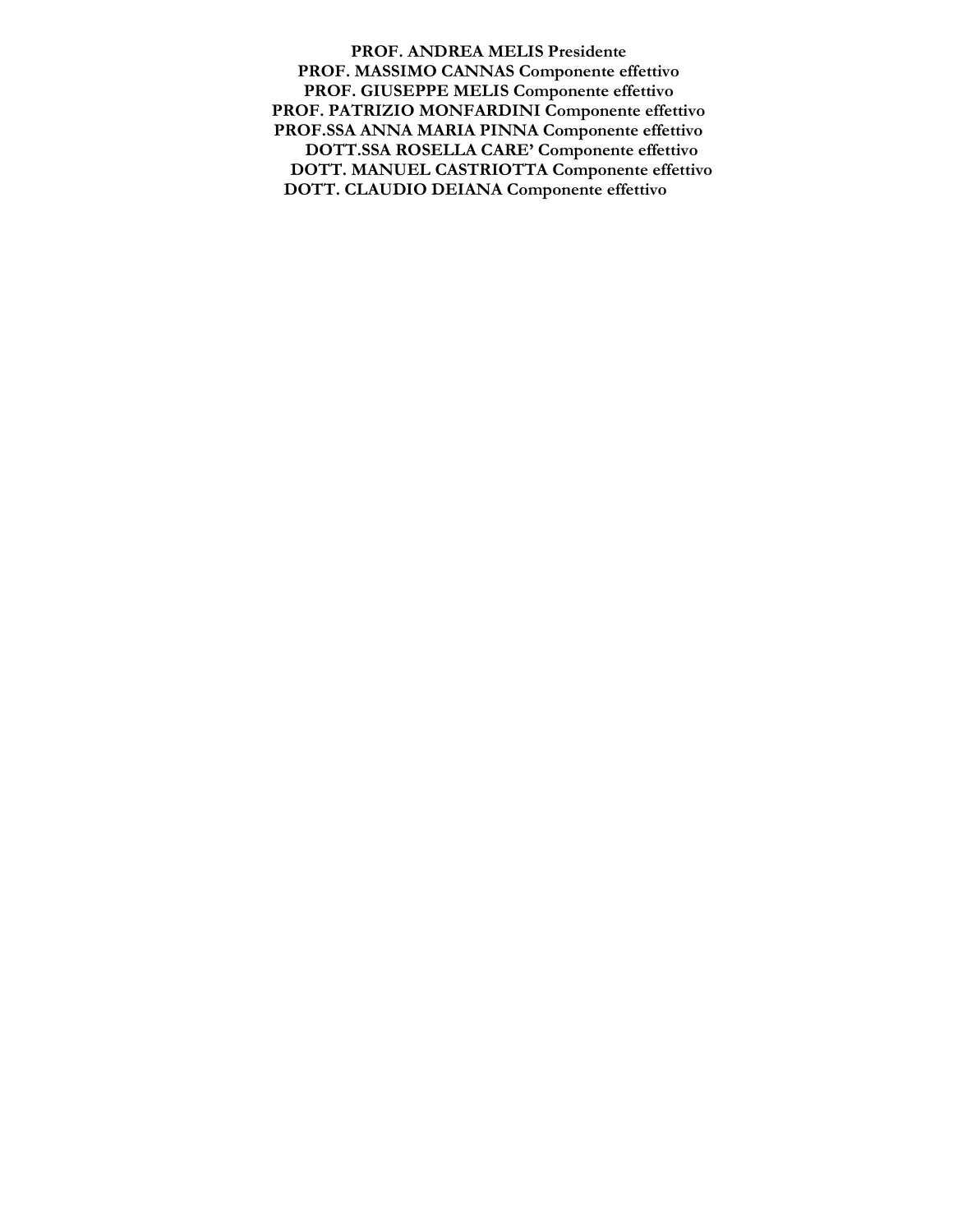**PROF. ANDREA MELIS Presidente**
**PROF. MASSIMO CANNAS Componente effettivo**
**PROF. GIUSEPPE MELIS Componente effettivo**
**PROF. PATRIZIO MONFARDINI Componente effettivo**
**PROF.SSA ANNA MARIA PINNA Componente effettivo**
**DOTT.SSA ROSELLA CARE' Componente effettivo**
**DOTT. MANUEL CASTRIOTTA Componente effettivo**
**DOTT. CLAUDIO DEIANA Componente effettivo**